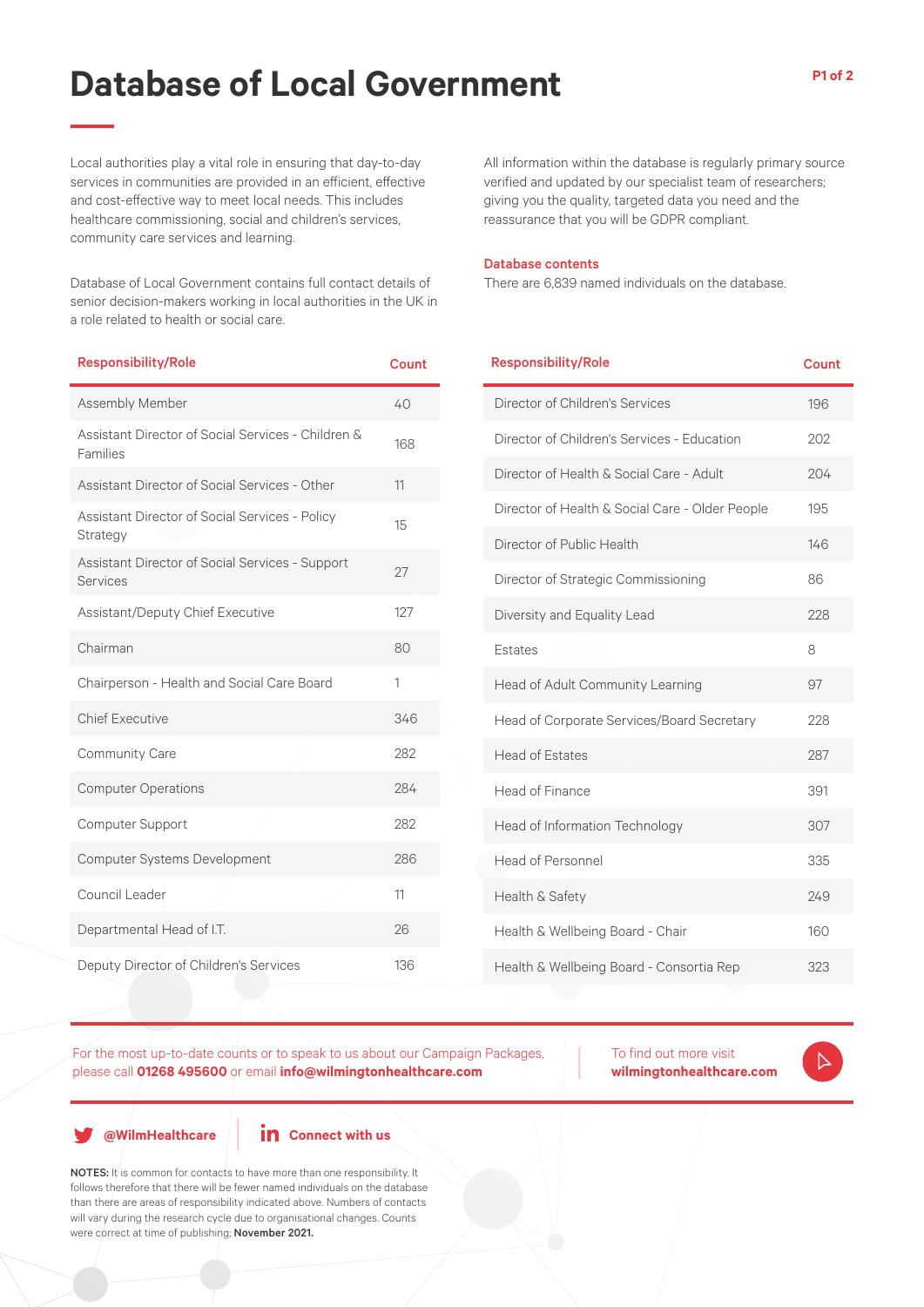# Database of Local Government

Local authorities play a vital role in ensuring that day-to-day services in communities are provided in an efficient, effective and cost-effective way to meet local needs. This includes healthcare commissioning, social and children's services, community care services and learning.

Database of Local Government contains full contact details of senior decision-makers working in local authorities in the UK in a role related to health or social care.

All information within the database is regularly primary source verified and updated by our specialist team of researchers; giving you the quality, targeted data you need and the reassurance that you will be GDPR compliant.

**Database contents**

There are 6,839 named individuals on the database.

| Responsibility/Role | Count |
|---|---|
| Assembly Member | 40 |
| Assistant Director of Social Services - Children & Families | 168 |
| Assistant Director of Social Services - Other | 11 |
| Assistant Director of Social Services - Policy Strategy | 15 |
| Assistant Director of Social Services - Support Services | 27 |
| Assistant/Deputy Chief Executive | 127 |
| Chairman | 80 |
| Chairperson - Health and Social Care Board | 1 |
| Chief Executive | 346 |
| Community Care | 282 |
| Computer Operations | 284 |
| Computer Support | 282 |
| Computer Systems Development | 286 |
| Council Leader | 11 |
| Departmental Head of I.T. | 26 |
| Deputy Director of Children's Services | 136 |
| Director of Children's Services | 196 |
| Director of Children's Services - Education | 202 |
| Director of Health & Social Care - Adult | 204 |
| Director of Health & Social Care - Older People | 195 |
| Director of Public Health | 146 |
| Director of Strategic Commissioning | 86 |
| Diversity and Equality Lead | 228 |
| Estates | 8 |
| Head of Adult Community Learning | 97 |
| Head of Corporate Services/Board Secretary | 228 |
| Head of Estates | 287 |
| Head of Finance | 391 |
| Head of Information Technology | 307 |
| Head of Personnel | 335 |
| Health & Safety | 249 |
| Health & Wellbeing Board - Chair | 160 |
| Health & Wellbeing Board - Consortia Rep | 323 |

For the most up-to-date counts or to speak to us about our Campaign Packages, please call **01268 495600** or email **info@wilmingtonhealthcare.com**

To find out more visit **wilmingtonhealthcare.com**

**@WilmHealthcare**

**Connect with us**

**NOTES:** It is common for contacts to have more than one responsibility. It follows therefore that there will be fewer named individuals on the database than there are areas of responsibility indicated above. Numbers of contacts will vary during the research cycle due to organisational changes. Counts were correct at time of publishing; **November 2021.**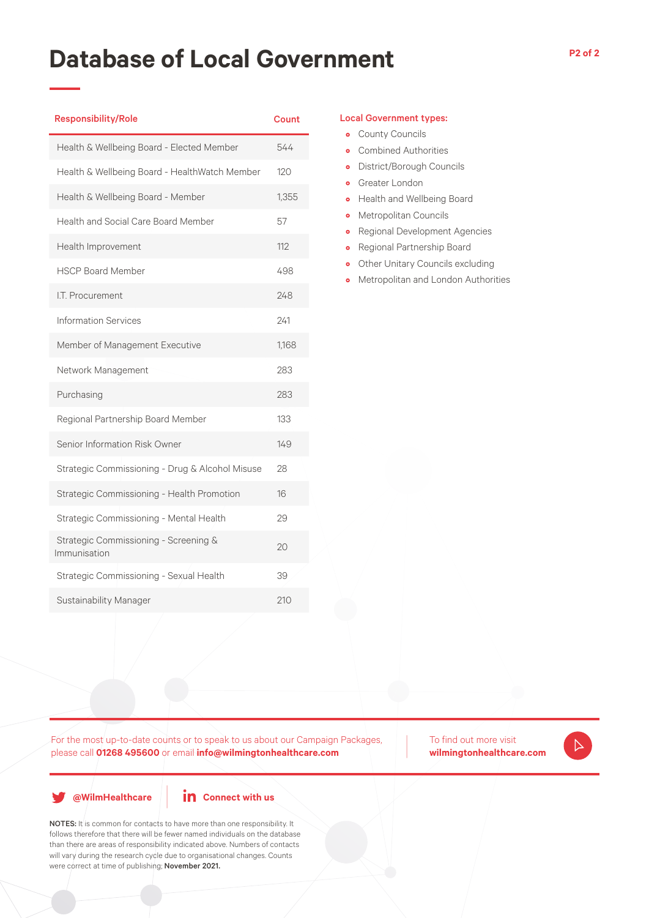# Database of Local Government

| Responsibility/Role | Count |
|---|---|
| Health & Wellbeing Board - Elected Member | 544 |
| Health & Wellbeing Board - HealthWatch Member | 120 |
| Health & Wellbeing Board - Member | 1,355 |
| Health and Social Care Board Member | 57 |
| Health Improvement | 112 |
| HSCP Board Member | 498 |
| I.T. Procurement | 248 |
| Information Services | 241 |
| Member of Management Executive | 1,168 |
| Network Management | 283 |
| Purchasing | 283 |
| Regional Partnership Board Member | 133 |
| Senior Information Risk Owner | 149 |
| Strategic Commissioning - Drug & Alcohol Misuse | 28 |
| Strategic Commissioning - Health Promotion | 16 |
| Strategic Commissioning - Mental Health | 29 |
| Strategic Commissioning - Screening & Immunisation | 20 |
| Strategic Commissioning - Sexual Health | 39 |
| Sustainability Manager | 210 |

**Local Government types:**

- County Councils
- Combined Authorities
- District/Borough Councils
- Greater London
- Health and Wellbeing Board
- Metropolitan Councils
- Regional Development Agencies
- Regional Partnership Board
- Other Unitary Councils excluding
- Metropolitan and London Authorities

For the most up-to-date counts or to speak to us about our Campaign Packages, please call **01268 495600** or email **info@wilmingtonhealthcare.com**

To find out more visit **wilmingtonhealthcare.com**

**@WilmHealthcare**

**Connect with us**

**NOTES:** It is common for contacts to have more than one responsibility. It follows therefore that there will be fewer named individuals on the database than there are areas of responsibility indicated above. Numbers of contacts will vary during the research cycle due to organisational changes. Counts were correct at time of publishing; **November 2021.**